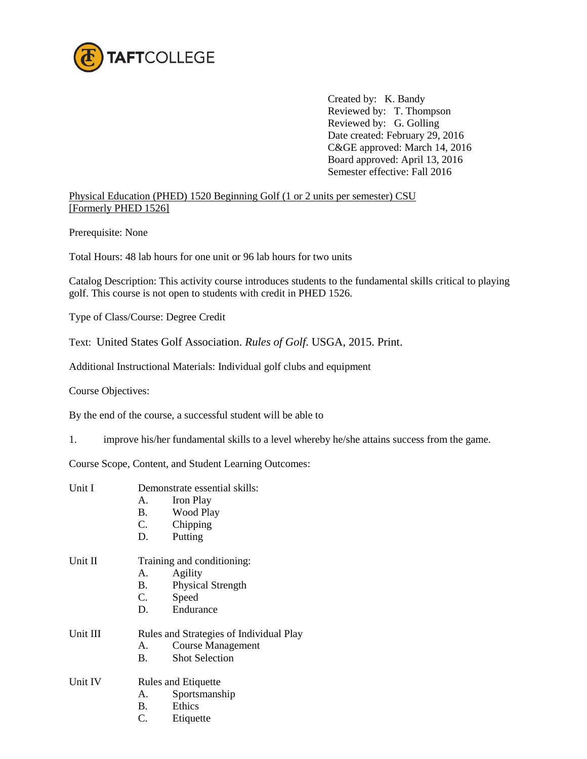TAFTCOLLEGE

Created by: K. Bandy
Reviewed by: T. Thompson
Reviewed by: G. Golling
Date created: February 29, 2016
C&GE approved: March 14, 2016
Board approved: April 13, 2016
Semester effective: Fall 2016

Physical Education (PHED) 1520 Beginning Golf (1 or 2 units per semester) CSU
[Formerly PHED 1526]

Prerequisite: None

Total Hours: 48 lab hours for one unit or 96 lab hours for two units

Catalog Description: This activity course introduces students to the fundamental skills critical to playing golf. This course is not open to students with credit in PHED 1526.

Type of Class/Course: Degree Credit

Text: United States Golf Association. *Rules of Golf*. USGA, 2015. Print.

Additional Instructional Materials: Individual golf clubs and equipment

Course Objectives:

By the end of the course, a successful student will be able to

1. improve his/her fundamental skills to a level whereby he/she attains success from the game.

Course Scope, Content, and Student Learning Outcomes:

Unit I Demonstrate essential skills:
- A. Iron Play
- B. Wood Play
- C. Chipping
- D. Putting

Unit II Training and conditioning:
- A. Agility
- B. Physical Strength
- C. Speed
- D. Endurance

Unit III Rules and Strategies of Individual Play
- A. Course Management
- B. Shot Selection

Unit IV Rules and Etiquette
- A. Sportsmanship
- B. Ethics
- C. Etiquette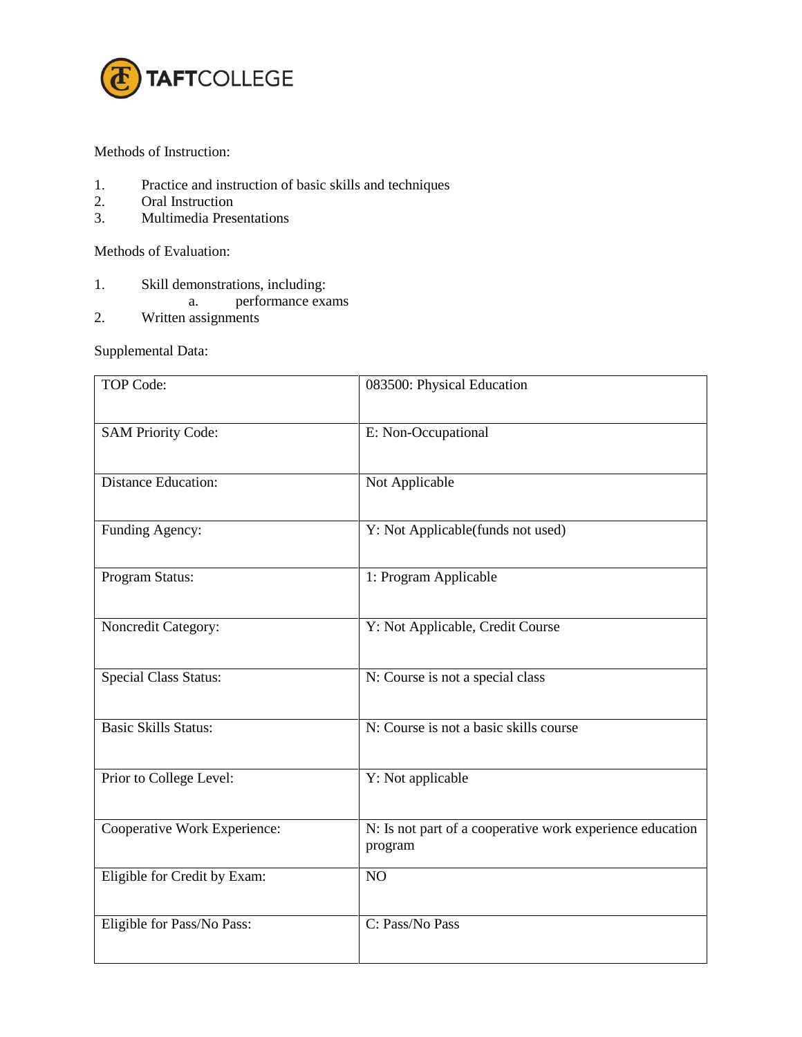Methods of Instruction:

1. Practice and instruction of basic skills and techniques
2. Oral Instruction
3. Multimedia Presentations

Methods of Evaluation:

1. Skill demonstrations, including:
   a. performance exams
2. Written assignments

Supplemental Data:

| | |
|---|---|
| TOP Code: | 083500: Physical Education |
| SAM Priority Code: | E: Non-Occupational |
| Distance Education: | Not Applicable |
| Funding Agency: | Y: Not Applicable(funds not used) |
| Program Status: | 1: Program Applicable |
| Noncredit Category: | Y: Not Applicable, Credit Course |
| Special Class Status: | N: Course is not a special class |
| Basic Skills Status: | N: Course is not a basic skills course |
| Prior to College Level: | Y: Not applicable |
| Cooperative Work Experience: | N: Is not part of a cooperative work experience education program |
| Eligible for Credit by Exam: | NO |
| Eligible for Pass/No Pass: | C: Pass/No Pass |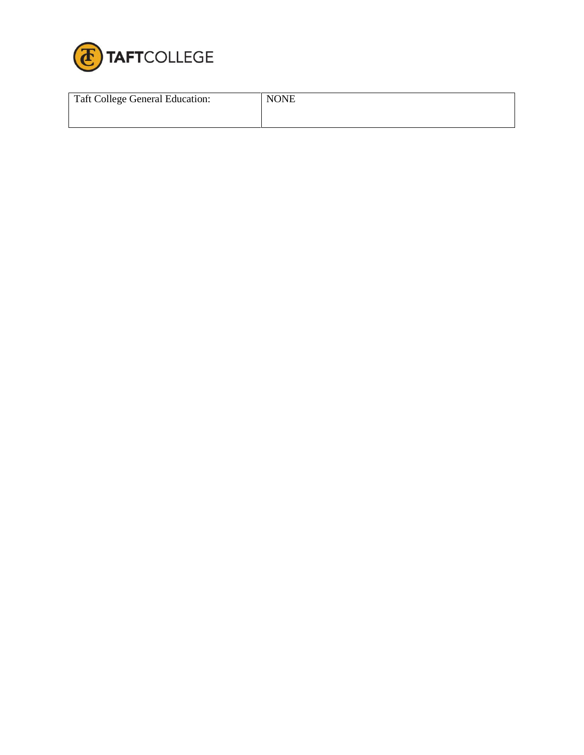| | |
|---|---|
| Taft College General Education: | NONE |